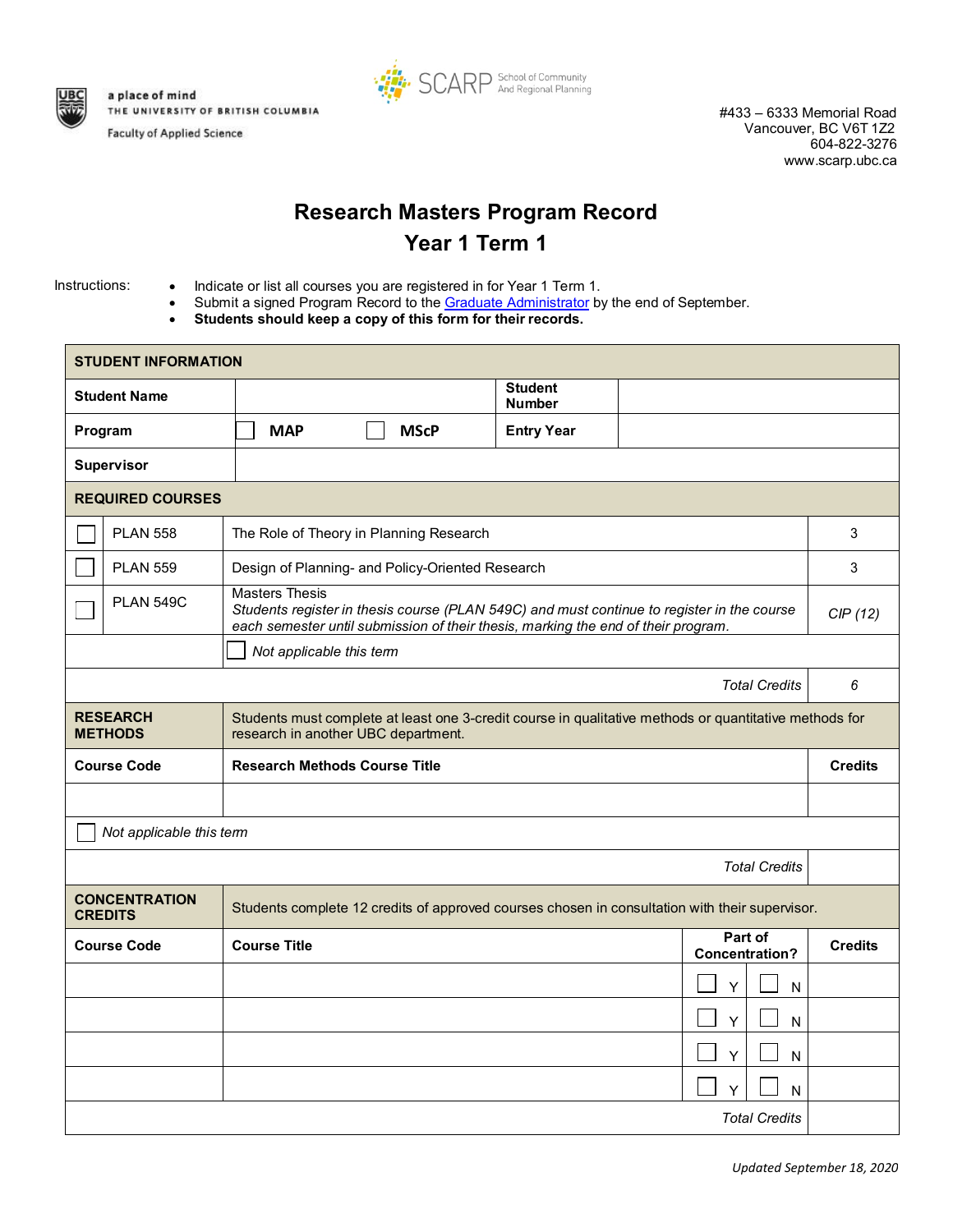a place of mind
THE UNIVERSITY OF BRITISH COLUMBIA
Faculty of Applied Science

SCARP School of Community And Regional Planning

#433 – 6333 Memorial Road
Vancouver, BC V6T 1Z2
604-822-3276
www.scarp.ubc.ca

# Research Masters Program Record
## Year 1 Term 1

Instructions:

- Indicate or list all courses you are registered in for Year 1 Term 1.
- Submit a signed Program Record to the Graduate Administrator by the end of September.
- **Students should keep a copy of this form for their records.**

| **STUDENT INFORMATION** | | | |
|---|---|---|---|
| **Student Name** | | **Student Number** | |
| **Program** | ☐ **MAP** ☐ **MScP** | **Entry Year** | |
| **Supervisor** | | | |

| **REQUIRED COURSES** | | | |
|---|---|---|---|
| ☐ | PLAN 558 | The Role of Theory in Planning Research | 3 |
| ☐ | PLAN 559 | Design of Planning- and Policy-Oriented Research | 3 |
| ☐ | PLAN 549C | Masters Thesis<br>*Students register in thesis course (PLAN 549C) and must continue to register in the course each semester until submission of their thesis, marking the end of their program.* | *CIP (12)* |
| | | ☐ *Not applicable this term* | |
| | | *Total Credits* | 6 |

| **RESEARCH METHODS** | Students must complete at least one 3-credit course in qualitative methods or quantitative methods for research in another UBC department. | |
|---|---|---|
| **Course Code** | **Research Methods Course Title** | **Credits** |
| | | |
| ☐ *Not applicable this term* | | |
| | *Total Credits* | |

| **CONCENTRATION CREDITS** | Students complete 12 credits of approved courses chosen in consultation with their supervisor. | | |
|---|---|---|---|
| **Course Code** | **Course Title** | **Part of Concentration?** | **Credits** |
| | | ☐ Y ☐ N | |
| | | ☐ Y ☐ N | |
| | | ☐ Y ☐ N | |
| | | ☐ Y ☐ N | |
| | | *Total Credits* | |

*Updated September 18, 2020*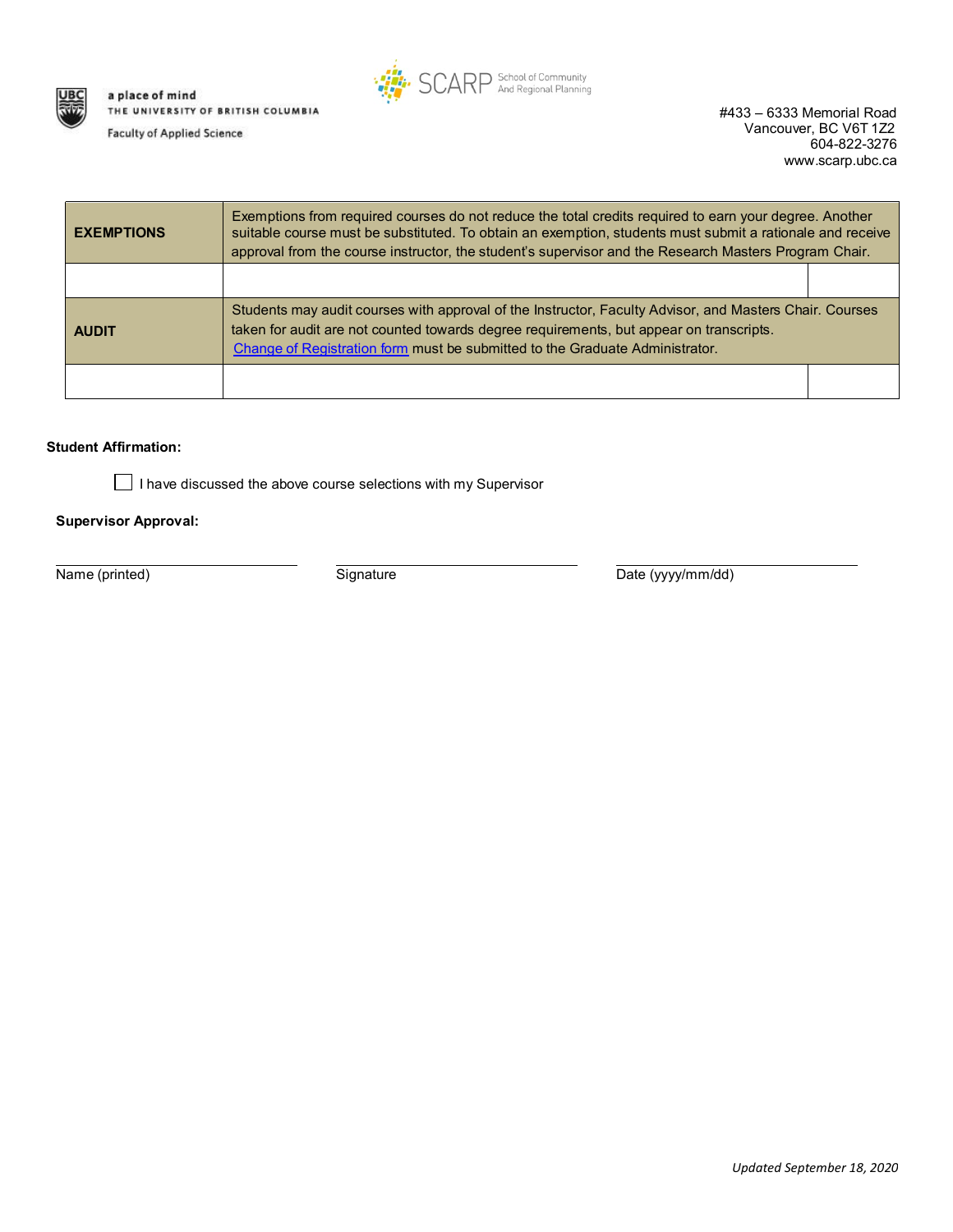a place of mind
THE UNIVERSITY OF BRITISH COLUMBIA
Faculty of Applied Science

SCARP School of Community And Regional Planning

#433 – 6333 Memorial Road
Vancouver, BC V6T 1Z2
604-822-3276
www.scarp.ubc.ca

| | | |
|---|---|---|
| **EXEMPTIONS** | Exemptions from required courses do not reduce the total credits required to earn your degree. Another suitable course must be substituted. To obtain an exemption, students must submit a rationale and receive approval from the course instructor, the student's supervisor and the Research Masters Program Chair. | |
| | | |
| **AUDIT** | Students may audit courses with approval of the Instructor, Faculty Advisor, and Masters Chair. Courses taken for audit are not counted towards degree requirements, but appear on transcripts. Change of Registration form must be submitted to the Graduate Administrator. | |
| | | |

**Student Affirmation:**

☐ I have discussed the above course selections with my Supervisor

**Supervisor Approval:**

| | | |
|---|---|---|
| Name (printed) | Signature | Date (yyyy/mm/dd) |

*Updated September 18, 2020*